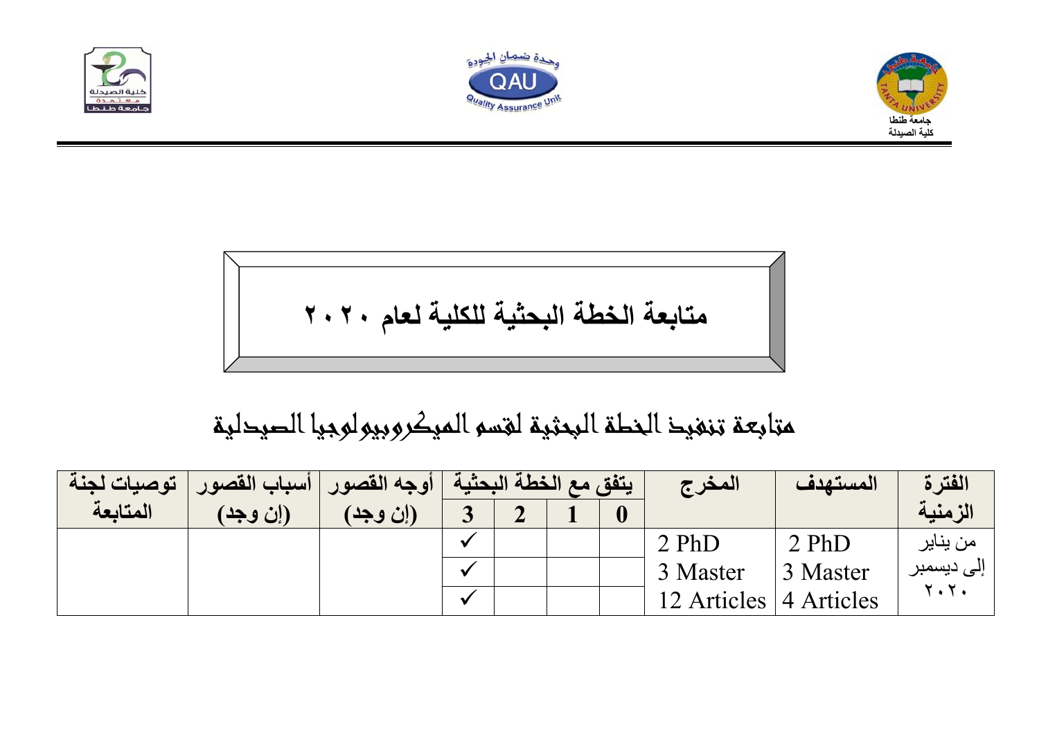# متابعة الخطة البحثية للكلية لعام ٢٠٢٠

## متابعة تنفيذ الخطة البحثية لقسم الميكروبيولوجيا الصيدلية

| الفترة الزمنية | المستهدف | المخرج | يتفق مع الخطة البحثية | | | | أوجه القصور (إن وجد) | أسباب القصور (إن وجد) | توصيات لجنة المتابعة |
|---|---|---|---|---|---|---|---|---|---|
| | | | 0 | 1 | 2 | 3 | | | |
| من يناير إلى ديسمبر ٢٠٢٠ | 2 PhD | 2 PhD | | | | ✓ | | | |
| | 3 Master | 3 Master | | | | ✓ | | | |
| | 4 Articles | 12 Articles | | | | ✓ | | | |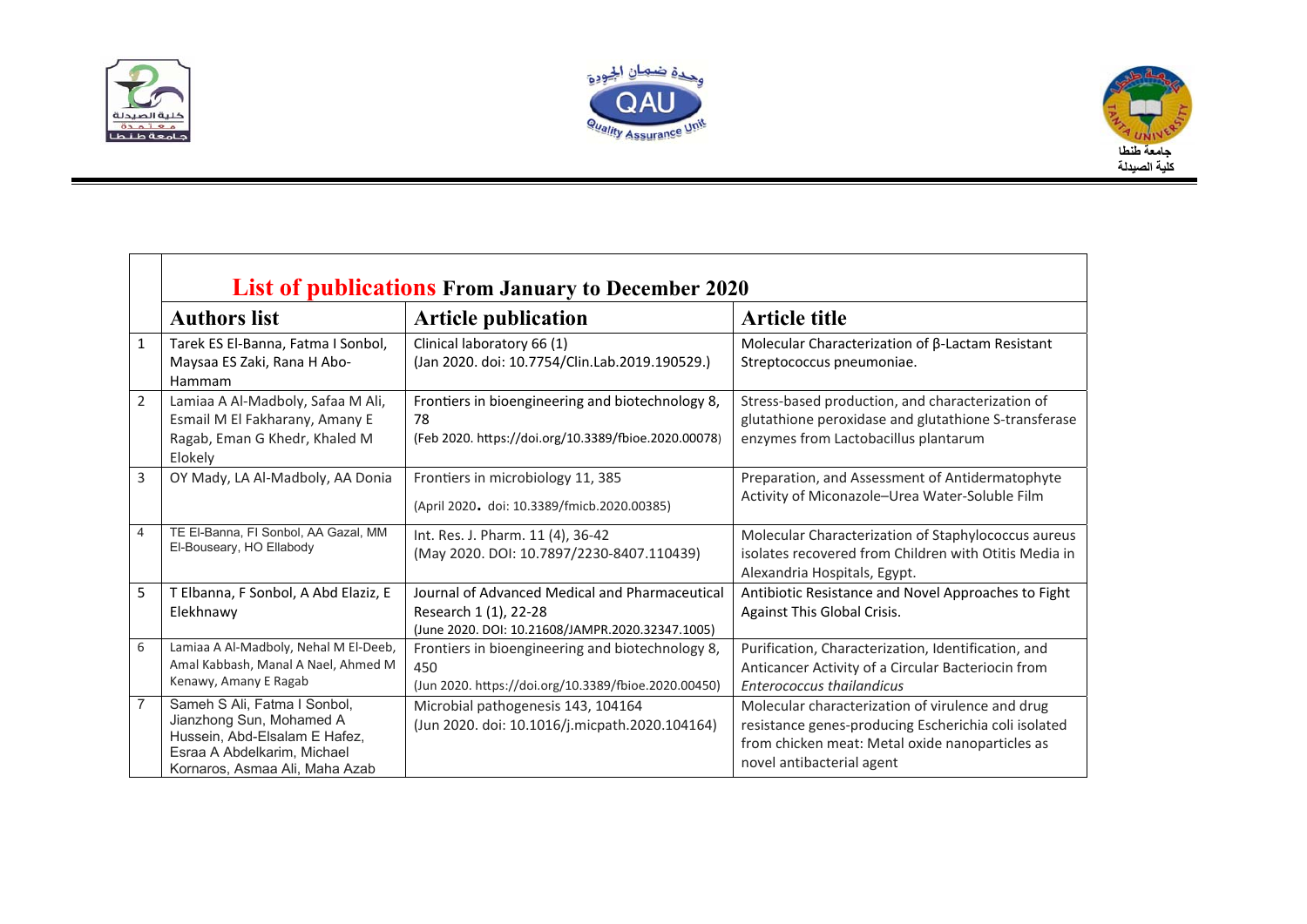## List of publications From January to December 2020

| | Authors list | Article publication | Article title |
|---|---|---|---|
| 1 | Tarek ES El-Banna, Fatma I Sonbol, Maysaa ES Zaki, Rana H Abo-Hammam | Clinical laboratory 66 (1) (Jan 2020. doi: 10.7754/Clin.Lab.2019.190529.) | Molecular Characterization of β-Lactam Resistant Streptococcus pneumoniae. |
| 2 | Lamiaa A Al-Madboly, Safaa M Ali, Esmail M El Fakharany, Amany E Ragab, Eman G Khedr, Khaled M Elokely | Frontiers in bioengineering and biotechnology 8, 78 (Feb 2020. https://doi.org/10.3389/fbioe.2020.00078) | Stress-based production, and characterization of glutathione peroxidase and glutathione S-transferase enzymes from Lactobacillus plantarum |
| 3 | OY Mady, LA Al-Madboly, AA Donia | Frontiers in microbiology 11, 385 (April 2020. doi: 10.3389/fmicb.2020.00385) | Preparation, and Assessment of Antidermatophyte Activity of Miconazole–Urea Water-Soluble Film |
| 4 | TE El-Banna, FI Sonbol, AA Gazal, MM El-Bouseary, HO Ellabody | Int. Res. J. Pharm. 11 (4), 36-42 (May 2020. DOI: 10.7897/2230-8407.110439) | Molecular Characterization of Staphylococcus aureus isolates recovered from Children with Otitis Media in Alexandria Hospitals, Egypt. |
| 5 | T Elbanna, F Sonbol, A Abd Elaziz, E Elekhnawy | Journal of Advanced Medical and Pharmaceutical Research 1 (1), 22-28 (June 2020. DOI: 10.21608/JAMPR.2020.32347.1005) | Antibiotic Resistance and Novel Approaches to Fight Against This Global Crisis. |
| 6 | Lamiaa A Al-Madboly, Nehal M El-Deeb, Amal Kabbash, Manal A Nael, Ahmed M Kenawy, Amany E Ragab | Frontiers in bioengineering and biotechnology 8, 450 (Jun 2020. https://doi.org/10.3389/fbioe.2020.00450) | Purification, Characterization, Identification, and Anticancer Activity of a Circular Bacteriocin from *Enterococcus thailandicus* |
| 7 | Sameh S Ali, Fatma I Sonbol, Jianzhong Sun, Mohamed A Hussein, Abd-Elsalam E Hafez, Esraa A Abdelkarim, Michael Kornaros, Asmaa Ali, Maha Azab | Microbial pathogenesis 143, 104164 (Jun 2020. doi: 10.1016/j.micpath.2020.104164) | Molecular characterization of virulence and drug resistance genes-producing Escherichia coli isolated from chicken meat: Metal oxide nanoparticles as novel antibacterial agent |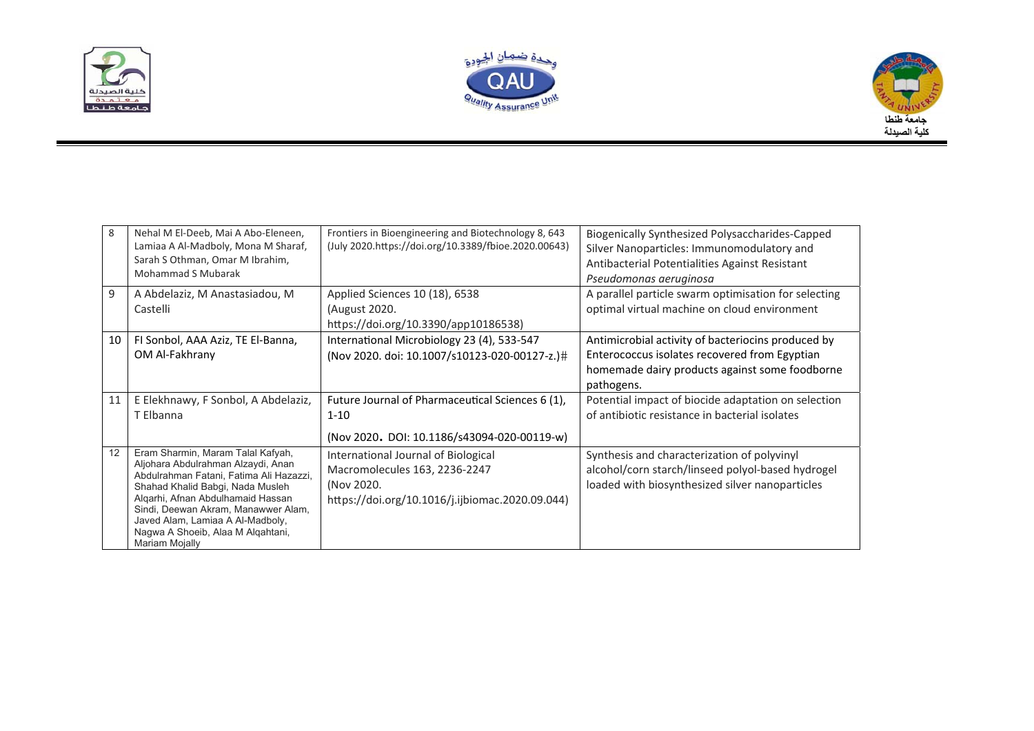| 8 | Nehal M El-Deeb, Mai A Abo-Eleneen, Lamiaa A Al-Madboly, Mona M Sharaf, Sarah S Othman, Omar M Ibrahim, Mohammad S Mubarak | Frontiers in Bioengineering and Biotechnology 8, 643 (July 2020.https://doi.org/10.3389/fbioe.2020.00643) | Biogenically Synthesized Polysaccharides-Capped Silver Nanoparticles: Immunomodulatory and Antibacterial Potentialities Against Resistant *Pseudomonas aeruginosa* |
|---|---|---|---|
| 9 | A Abdelaziz, M Anastasiadou, M Castelli | Applied Sciences 10 (18), 6538 (August 2020. https://doi.org/10.3390/app10186538) | A parallel particle swarm optimisation for selecting optimal virtual machine on cloud environment |
| 10 | FI Sonbol, AAA Aziz, TE El-Banna, OM Al-Fakhrany | International Microbiology 23 (4), 533-547 (Nov 2020. doi: 10.1007/s10123-020-00127-z.)# | Antimicrobial activity of bacteriocins produced by Enterococcus isolates recovered from Egyptian homemade dairy products against some foodborne pathogens. |
| 11 | E Elekhnawy, F Sonbol, A Abdelaziz, T Elbanna | Future Journal of Pharmaceutical Sciences 6 (1), 1-10 (Nov 2020. DOI: 10.1186/s43094-020-00119-w) | Potential impact of biocide adaptation on selection of antibiotic resistance in bacterial isolates |
| 12 | Eram Sharmin, Maram Talal Kafyah, Aljohara Abdulrahman Alzaydi, Anan Abdulrahman Fatani, Fatima Ali Hazazzi, Shahad Khalid Babgi, Nada Musleh Alqarhi, Afnan Abdulhamaid Hassan Sindi, Deewan Akram, Manawwer Alam, Javed Alam, Lamiaa A Al-Madboly, Nagwa A Shoeib, Alaa M Alqahtani, Mariam Mojally | International Journal of Biological Macromolecules 163, 2236-2247 (Nov 2020. https://doi.org/10.1016/j.ijbiomac.2020.09.044) | Synthesis and characterization of polyvinyl alcohol/corn starch/linseed polyol-based hydrogel loaded with biosynthesized silver nanoparticles |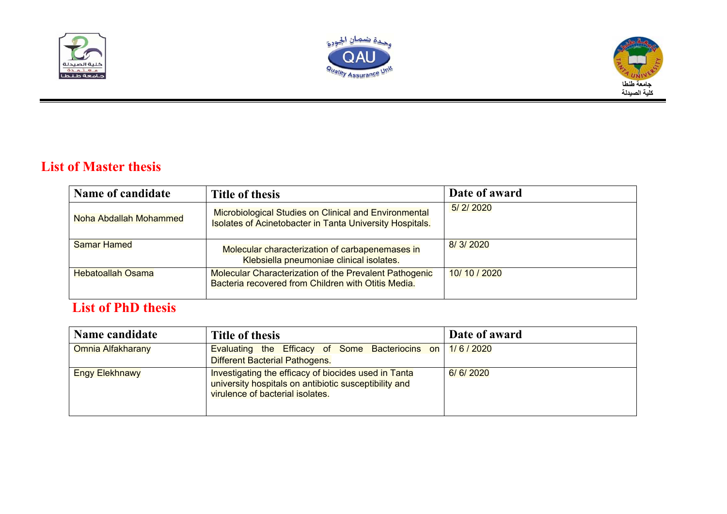## List of Master thesis

| Name of candidate | Title of thesis | Date of award |
|---|---|---|
| Noha Abdallah Mohammed | Microbiological Studies on Clinical and Environmental Isolates of Acinetobacter in Tanta University Hospitals. | 5/ 2/ 2020 |
| Samar Hamed | Molecular characterization of carbapenemases in Klebsiella pneumoniae clinical isolates. | 8/ 3/ 2020 |
| Hebatoallah Osama | Molecular Characterization of the Prevalent Pathogenic Bacteria recovered from Children with Otitis Media. | 10/ 10 / 2020 |

## List of PhD thesis

| Name candidate | Title of thesis | Date of award |
|---|---|---|
| Omnia Alfakharany | Evaluating the Efficacy of Some Bacteriocins on Different Bacterial Pathogens. | 1/ 6 / 2020 |
| Engy Elekhnawy | Investigating the efficacy of biocides used in Tanta university hospitals on antibiotic susceptibility and virulence of bacterial isolates. | 6/ 6/ 2020 |